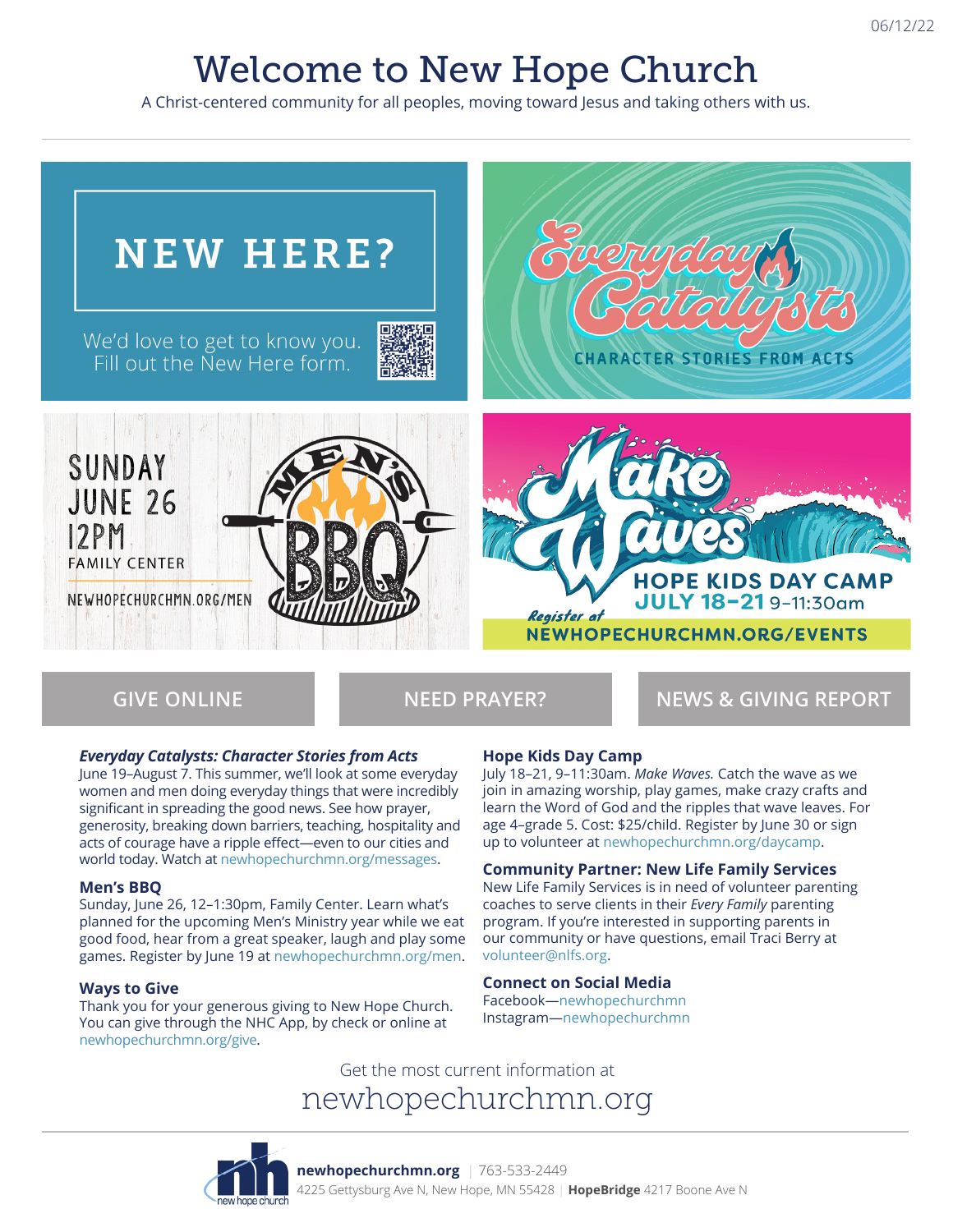06/12/22

# Welcome to New Hope Church

A Christ-centered community for all peoples, moving toward Jesus and taking others with us.

**NEW HERE?**

We'd love to get to know you. Fill out the New Here form.

**Everyday Catalysts** — CHARACTER STORIES FROM ACTS

SUNDAY JUNE 26 12PM FAMILY CENTER — MEN'S BBQ — NEWHOPECHURCHMN.ORG/MEN

Make Waves — HOPE KIDS DAY CAMP — JULY 18–21 9–11:30am — Register at NEWHOPECHURCHMN.ORG/EVENTS

GIVE ONLINE | NEED PRAYER? | NEWS & GIVING REPORT

### *Everyday Catalysts: Character Stories from Acts*

June 19–August 7. This summer, we'll look at some everyday women and men doing everyday things that were incredibly significant in spreading the good news. See how prayer, generosity, breaking down barriers, teaching, hospitality and acts of courage have a ripple effect—even to our cities and world today. Watch at newhopechurchmn.org/messages.

### Men's BBQ

Sunday, June 26, 12–1:30pm, Family Center. Learn what's planned for the upcoming Men's Ministry year while we eat good food, hear from a great speaker, laugh and play some games. Register by June 19 at newhopechurchmn.org/men.

### Ways to Give

Thank you for your generous giving to New Hope Church. You can give through the NHC App, by check or online at newhopechurchmn.org/give.

### Hope Kids Day Camp

July 18–21, 9–11:30am. *Make Waves.* Catch the wave as we join in amazing worship, play games, make crazy crafts and learn the Word of God and the ripples that wave leaves. For age 4–grade 5. Cost: $25/child. Register by June 30 or sign up to volunteer at newhopechurchmn.org/daycamp.

### Community Partner: New Life Family Services

New Life Family Services is in need of volunteer parenting coaches to serve clients in their *Every Family* parenting program. If you're interested in supporting parents in our community or have questions, email Traci Berry at volunteer@nlfs.org.

### Connect on Social Media

Facebook—newhopechurchmn
Instagram—newhopechurchmn

Get the most current information at

newhopechurchmn.org

**newhopechurchmn.org** | 763-533-2449
4225 Gettysburg Ave N, New Hope, MN 55428 | **HopeBridge** 4217 Boone Ave N